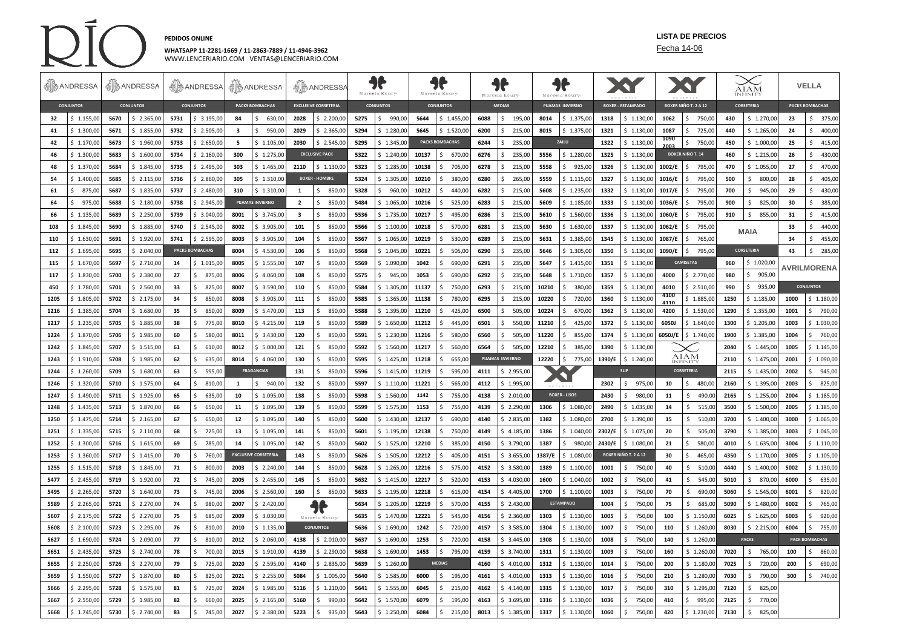# RÍO

**PEDIDOS ONLINE**

**WHATSAPP 11-2281-1669 / 11-2863-7889 / 11-4946-3962**

WWW.LENCERIARIO.COM VENTAS@LENCERIARIO.COM

**LISTA DE PRECIOS**

Fecha 14-06

| ANDRESSA | | ANDRESSA | | ANDRESSA | | ANDRESSA | | ANDRESSA | | Marcela Koury | | Marcela Koury | | Marcela Koury | | Marcela Koury | | XY | | XY | | AIAM INFINITY | | VELLA | |
|---|---|---|---|---|---|---|---|---|---|---|---|---|---|---|---|---|---|---|---|---|---|---|---|---|---|
| **CONJUNTOS** | | **CONJUNTOS** | | **CONJUNTOS** | | **PACKS BOMBACHAS** | | **EXCLUSIVE CORSETERIA** | | **CONJUNTOS** | | **CONJUNTOS** | | **MEDIAS** | | **PIJAMAS INVIERNO** | | **BOXER - ESTAMPADO** | | **BOXER NIÑO T. 2 A 12** | | **CORSETERIA** | | **PACKS BOMBACHAS** | |
| 32 | $ 1.155,00 | 5670 | $ 2.365,00 | 5731 | $ 3.195,00 | 84 | $ 630,00 | 2028 | $ 2.200,00 | 5275 | $ 990,00 | 5644 | $ 1.455,00 | 6088 | $ 195,00 | 8014 | $ 1.375,00 | 1318 | $ 1.130,00 | 1062 | $ 750,00 | 430 | $ 1.270,00 | 23 | $ 375,00 |
| 41 | $ 1.300,00 | 5671 | $ 1.855,00 | 5732 | $ 2.505,00 | 3 | $ 950,00 | 2029 | $ 2.365,00 | 5294 | $ 1.280,00 | 5645 | $ 1.520,00 | 6200 | $ 215,00 | 8015 | $ 1.375,00 | 1321 | $ 1.130,00 | 1087 | $ 725,00 | 440 | $ 1.265,00 | 24 | $ 400,00 |
| 42 | $ 1.170,00 | 5673 | $ 1.960,00 | 5733 | $ 2.650,00 | 5 | $ 1.105,00 | 2030 | $ 2.545,00 | 5295 | $ 1.345,00 | **PACKS BOMBACHAS** | | 6244 | $ 235,00 | **ZAILU** | | 1322 | $ 1.130,00 | 1090 2003 | $ 750,00 | 450 | $ 1.000,00 | 25 | $ 415,00 |
| 46 | $ 1.300,00 | 5683 | $ 1.600,00 | 5734 | $ 2.160,00 | 300 | $ 1.275,00 | **EXCLUSIVE PACK** | | 5322 | $ 1.240,00 | 10137 | $ 670,00 | 6276 | $ 235,00 | 5556 | $ 1.280,00 | 1325 | $ 1.130,00 | **BOXER NIÑO T. 14** | | 460 | $ 1.215,00 | 26 | $ 430,00 |
| 48 | $ 1.370,00 | 5684 | $ 1.845,00 | 5735 | $ 2.495,00 | 303 | $ 1.465,00 | 2110 | $ 1.130,00 | 5323 | $ 1.285,00 | 10138 | $ 705,00 | 6278 | $ 215,00 | 5558 | $ 925,00 | 1326 | $ 1.130,00 | 1002/E | $ 795,00 | 470 | $ 1.055,00 | 27 | $ 470,00 |
| 54 | $ 1.400,00 | 5685 | $ 2.115,00 | 5736 | $ 2.860,00 | 305 | $ 1.310,00 | **BOXER - HOMBRE** | | 5324 | $ 1.305,00 | 10210 | $ 380,00 | 6280 | $ 265,00 | 5559 | $ 1.115,00 | 1327 | $ 1.130,00 | 1016/E | $ 795,00 | 500 | $ 800,00 | 28 | $ 405,00 |
| 61 | $ 875,00 | 5687 | $ 1.835,00 | 5737 | $ 2.480,00 | 310 | $ 1.310,00 | 1 | $ 850,00 | 5328 | $ 960,00 | 10212 | $ 440,00 | 6282 | $ 215,00 | 5608 | $ 1.235,00 | 1332 | $ 1.130,00 | 1017/E | $ 795,00 | 700 | $ 945,00 | 29 | $ 430,00 |
| 64 | $ 975,00 | 5688 | $ 2.180,00 | 5738 | $ 2.945,00 | **PIJAMAS INVIERNO** | | 2 | $ 850,00 | 5484 | $ 1.065,00 | 10216 | $ 525,00 | 6283 | $ 215,00 | 5609 | $ 1.185,00 | 1333 | $ 1.130,00 | 1036/E | $ 795,00 | 900 | $ 825,00 | 30 | $ 385,00 |
| 66 | $ 1.135,00 | 5689 | $ 2.250,00 | 5739 | $ 3.040,00 | 8001 | $ 3.745,00 | 3 | $ 850,00 | 5536 | $ 1.735,00 | 10217 | $ 495,00 | 6286 | $ 215,00 | 5610 | $ 1.560,00 | 1336 | $ 1.130,00 | 1060/E | $ 795,00 | 910 | $ 855,00 | 31 | $ 415,00 |
| 108 | $ 1.845,00 | 5690 | $ 1.885,00 | 5740 | $ 2.545,00 | 8002 | $ 3.905,00 | 101 | $ 850,00 | 5566 | $ 1.100,00 | 10218 | $ 570,00 | 6281 | $ 215,00 | 5630 | $ 1.630,00 | 1337 | $ 1.130,00 | 1062/E | $ 795,00 | **MAIA** | | 33 | $ 440,00 |
| 110 | $ 1.630,00 | 5691 | $ 1.920,00 | 5741 | $ 2.595,00 | 8003 | $ 3.905,00 | 104 | $ 850,00 | 5567 | $ 1.065,00 | 10219 | $ 530,00 | 6289 | $ 215,00 | 5631 | $ 1.385,00 | 1345 | $ 1.130,00 | 1087/E | $ 765,00 | | | 34 | $ 455,00 |
| 112 | $ 1.695,00 | 5695 | $ 2.040,00 | **PACKS BOMBACHAS** | | 8004 | $ 4.530,00 | 106 | $ 850,00 | 5568 | $ 1.045,00 | 10221 | $ 505,00 | 6290 | $ 235,00 | 5646 | $ 1.305,00 | 1350 | $ 1.130,00 | 1090/E | $ 795,00 | **CORSETERIA** | | 43 | $ 285,00 |
| 115 | $ 1.670,00 | 5697 | $ 2.710,00 | 14 | $ 1.015,00 | 8005 | $ 1.555,00 | 107 | $ 850,00 | 5569 | $ 1.090,00 | 1042 | $ 690,00 | 6291 | $ 235,00 | 5647 | $ 1.415,00 | 1351 | $ 1.130,00 | **CAMISETAS** | | 960 | $ 1.020,00 | **AVRILMORENA** | |
| 117 | $ 1.830,00 | 5700 | $ 2.380,00 | 27 | $ 875,00 | 8006 | $ 4.060,00 | 108 | $ 850,00 | 5575 | $ 945,00 | 1053 | $ 690,00 | 6292 | $ 235,00 | 5648 | $ 1.710,00 | 1357 | $ 1.130,00 | 4000 | $ 2.770,00 | 980 | $ 905,00 | | |
| 450 | $ 1.780,00 | 5701 | $ 2.560,00 | 33 | $ 825,00 | 8007 | $ 3.590,00 | 110 | $ 850,00 | 5584 | $ 1.305,00 | 11137 | $ 750,00 | 6293 | $ 215,00 | 10210 | $ 380,00 | 1359 | $ 1.130,00 | 4010 | $ 2.510,00 | 990 | $ 935,00 | **CONJUNTOS** | |
| 1205 | $ 1.805,00 | 5702 | $ 2.175,00 | 34 | $ 850,00 | 8008 | $ 3.905,00 | 111 | $ 850,00 | 5585 | $ 1.365,00 | 11138 | $ 780,00 | 6295 | $ 215,00 | 10220 | $ 720,00 | 1360 | $ 1.130,00 | 4100 4110 | $ 1.885,00 | 1250 | $ 1.185,00 | 1000 | $ 1.180,00 |
| 1216 | $ 1.385,00 | 5704 | $ 1.680,00 | 35 | $ 850,00 | 8009 | $ 5.470,00 | 113 | $ 850,00 | 5588 | $ 1.395,00 | 11210 | $ 425,00 | 6500 | $ 505,00 | 10224 | $ 670,00 | 1362 | $ 1.130,00 | 4200 | $ 1.530,00 | 1290 | $ 1.355,00 | 1001 | $ 790,00 |
| 1217 | $ 1.235,00 | 5705 | $ 1.885,00 | 38 | $ 775,00 | 8010 | $ 4.215,00 | 119 | $ 850,00 | 5589 | $ 1.650,00 | 11212 | $ 445,00 | 6501 | $ 550,00 | 11210 | $ 425,00 | 1372 | $ 1.130,00 | 6050J | $ 1.640,00 | 1300 | $ 1.205,00 | 1003 | $ 1.030,00 |
| 1224 | $ 1.870,00 | 5706 | $ 1.985,00 | 60 | $ 580,00 | 8011 | $ 3.430,00 | 120 | $ 850,00 | 5591 | $ 1.230,00 | 11216 | $ 580,00 | 6560 | $ 505,00 | 11220 | $ 855,00 | 1374 | $ 1.130,00 | 6050J/E | $ 1.740,00 | 1900 | $ 1.385,00 | 1004 | $ 760,00 |
| 1242 | $ 1.845,00 | 5707 | $ 1.515,00 | 61 | $ 610,00 | 8012 | $ 5.000,00 | 121 | $ 850,00 | 5592 | $ 1.560,00 | 11217 | $ 560,00 | 6564 | $ 505,00 | 12210 | $ 385,00 | 1390 | $ 1.130,00 | AIAM INFINITY | | 2040 | $ 1.445,00 | 1005 | $ 1.145,00 |
| 1243 | $ 1.910,00 | 5708 | $ 1.985,00 | 62 | $ 635,00 | 8014 | $ 4.060,00 | 130 | $ 850,00 | 5595 | $ 1.425,00 | 11218 | $ 655,00 | **PIJAMAS INVIERNO** | | 12220 | $ 775,00 | 1390/E | $ 1.240,00 | | | 2110 | $ 1.475,00 | 2001 | $ 1.090,00 |
| 1244 | $ 1.260,00 | 5709 | $ 1.680,00 | 63 | $ 595,00 | **FRAGANCIAS** | | 131 | $ 850,00 | 5596 | $ 1.415,00 | 11219 | $ 595,00 | 4111 | $ 2.955,00 | XY | | **SLIP** | | **CORSETERIA** | | 2115 | $ 1.435,00 | 2002 | $ 945,00 |
| 1246 | $ 1.320,00 | 5710 | $ 1.575,00 | 64 | $ 810,00 | 1 | $ 940,00 | 132 | $ 850,00 | 5597 | $ 1.110,00 | 11221 | $ 565,00 | 4112 | $ 1.995,00 | | | 2302 | $ 975,00 | 10 | $ 480,00 | 2160 | $ 1.395,00 | 2003 | $ 825,00 |
| 1247 | $ 1.490,00 | 5711 | $ 1.925,00 | 65 | $ 635,00 | 10 | $ 1.095,00 | 138 | $ 850,00 | 5598 | $ 1.560,00 | 1142 | $ 755,00 | 4138 | $ 2.010,00 | **BOXER - LISOS** | | 2430 | $ 980,00 | 11 | $ 490,00 | 2165 | $ 1.255,00 | 2004 | $ 1.185,00 |
| 1248 | $ 1.435,00 | 5713 | $ 1.870,00 | 66 | $ 650,00 | 11 | $ 1.095,00 | 139 | $ 850,00 | 5599 | $ 1.575,00 | 1153 | $ 755,00 | 4139 | $ 2.290,00 | 1306 | $ 1.080,00 | 2490 | $ 1.035,00 | 14 | $ 515,00 | 3500 | $ 1.500,00 | 2005 | $ 1.185,00 |
| 1250 | $ 1.475,00 | 5714 | $ 2.165,00 | 67 | $ 650,00 | 12 | $ 1.095,00 | 140 | $ 850,00 | 5600 | $ 1.430,00 | 12137 | $ 690,00 | 4140 | $ 2.835,00 | 1382 | $ 1.080,00 | 2700 | $ 1.390,00 | 15 | $ 510,00 | 3700 | $ 1.400,00 | 3000 | $ 1.065,00 |
| 1251 | $ 1.335,00 | 5715 | $ 2.110,00 | 68 | $ 725,00 | 13 | $ 1.095,00 | 141 | $ 850,00 | 5601 | $ 1.195,00 | 12138 | $ 750,00 | 4149 | $ 4.185,00 | 1386 | $ 1.040,00 | 2302/E | $ 1.075,00 | 20 | $ 505,00 | 3790 | $ 1.385,00 | 3003 | $ 1.045,00 |
| 1252 | $ 1.300,00 | 5716 | $ 1.615,00 | 69 | $ 785,00 | 14 | $ 1.095,00 | 142 | $ 850,00 | 5602 | $ 1.525,00 | 12210 | $ 385,00 | 4150 | $ 3.790,00 | 1387 | $ 980,00 | 2430/E | $ 1.080,00 | 21 | $ 580,00 | 4010 | $ 1.635,00 | 3004 | $ 1.110,00 |
| 1253 | $ 1.360,00 | 5717 | $ 1.415,00 | 70 | $ 760,00 | **EXCLUSIVE CORSETERIA** | | 143 | $ 850,00 | 5626 | $ 1.505,00 | 12212 | $ 405,00 | 4151 | $ 3.655,00 | 1387/E | $ 1.080,00 | **BOXER NIÑO T. 2 A 12** | | 30 | $ 465,00 | 4350 | $ 1.170,00 | 3005 | $ 1.105,00 |
| 1255 | $ 1.515,00 | 5718 | $ 1.845,00 | 71 | $ 800,00 | 2003 | $ 2.240,00 | 144 | $ 850,00 | 5628 | $ 1.265,00 | 12216 | $ 575,00 | 4152 | $ 3.580,00 | 1389 | $ 1.100,00 | 1001 | $ 750,00 | 40 | $ 510,00 | 4440 | $ 1.400,00 | 5002 | $ 1.130,00 |
| 5477 | $ 2.455,00 | 5719 | $ 1.920,00 | 72 | $ 745,00 | 2005 | $ 2.455,00 | 145 | $ 850,00 | 5632 | $ 1.415,00 | 12217 | $ 520,00 | 4153 | $ 4.030,00 | 1600 | $ 1.040,00 | 1002 | $ 750,00 | 41 | $ 545,00 | 5010 | $ 870,00 | 6000 | $ 635,00 |
| 5495 | $ 2.265,00 | 5720 | $ 1.640,00 | 73 | $ 745,00 | 2006 | $ 2.560,00 | 160 | $ 850,00 | 5633 | $ 1.195,00 | 12218 | $ 615,00 | 4154 | $ 4.405,00 | 1700 | $ 1.100,00 | 1003 | $ 750,00 | 70 | $ 690,00 | 5060 | $ 1.545,00 | 6001 | $ 820,00 |
| 5589 | $ 2.265,00 | 5721 | $ 2.270,00 | 74 | $ 980,00 | 2007 | $ 2.420,00 | Marcela Koury | | 5634 | $ 1.205,00 | 12219 | $ 570,00 | 4155 | $ 2.430,00 | **ESTAMPADO** | | 1004 | $ 750,00 | 75 | $ 685,00 | 5090 | $ 1.480,00 | 6002 | $ 765,00 |
| 5607 | $ 2.175,00 | 5722 | $ 2.270,00 | 75 | $ 685,00 | 2009 | $ 3.030,00 | | | 5635 | $ 1.470,00 | 12221 | $ 545,00 | 4156 | $ 2.360,00 | 1303 | $ 1.130,00 | 1005 | $ 750,00 | 100 | $ 1.150,00 | 6025 | $ 1.625,00 | 6003 | $ 920,00 |
| 5608 | $ 2.100,00 | 5723 | $ 2.295,00 | 76 | $ 810,00 | 2010 | $ 1.135,00 | **CONJUNTOS** | | 5636 | $ 1.690,00 | 1242 | $ 720,00 | 4157 | $ 3.585,00 | 1304 | $ 1.130,00 | 1007 | $ 750,00 | 110 | $ 1.260,00 | 8030 | $ 2.215,00 | 6004 | $ 755,00 |
| 5627 | $ 1.690,00 | 5724 | $ 2.090,00 | 77 | $ 810,00 | 2012 | $ 2.060,00 | 4138 | $ 2.010,00 | 5637 | $ 1.690,00 | 1253 | $ 720,00 | 4158 | $ 3.445,00 | 1308 | $ 1.130,00 | 1008 | $ 750,00 | 140 | $ 1.260,00 | **PACKS** | | **PACK BOMBACHAS** | |
| 5651 | $ 2.435,00 | 5725 | $ 2.740,00 | 78 | $ 700,00 | 2015 | $ 1.910,00 | 4139 | $ 2.290,00 | 5638 | $ 1.690,00 | 1453 | $ 795,00 | 4159 | $ 3.740,00 | 1311 | $ 1.130,00 | 1009 | $ 750,00 | 160 | $ 1.260,00 | 7020 | $ 765,00 | 100 | $ 860,00 |
| 5655 | $ 2.250,00 | 5726 | $ 2.270,00 | 79 | $ 725,00 | 2020 | $ 2.595,00 | 4140 | $ 2.835,00 | 5639 | $ 1.260,00 | **MEDIAS** | | 4160 | $ 4.010,00 | 1312 | $ 1.130,00 | 1014 | $ 750,00 | 200 | $ 1.180,00 | 7025 | $ 720,00 | 200 | $ 690,00 |
| 5659 | $ 1.550,00 | 5727 | $ 1.870,00 | 80 | $ 825,00 | 2021 | $ 2.255,00 | 5084 | $ 1.005,00 | 5640 | $ 1.585,00 | 6000 | $ 195,00 | 4161 | $ 4.010,00 | 1313 | $ 1.130,00 | 1016 | $ 750,00 | 210 | $ 1.280,00 | 7030 | $ 790,00 | 300 | $ 740,00 |
| 5666 | $ 2.295,00 | 5728 | $ 1.575,00 | 81 | $ 725,00 | 2024 | $ 1.985,00 | 5116 | $ 1.210,00 | 5641 | $ 1.555,00 | 6045 | $ 215,00 | 4162 | $ 4.140,00 | 1315 | $ 1.130,00 | 1017 | $ 750,00 | 310 | $ 1.295,00 | 7120 | $ 825,00 | | |
| 5667 | $ 2.550,00 | 5729 | $ 1.985,00 | 82 | $ 660,00 | 2025 | $ 2.165,00 | 5160 | $ 990,00 | 5642 | $ 1.570,00 | 6079 | $ 195,00 | 4163 | $ 3.695,00 | 1316 | $ 1.130,00 | 1036 | $ 750,00 | 410 | $ 995,00 | 7125 | $ 770,00 | | |
| 5668 | $ 1.745,00 | 5730 | $ 2.740,00 | 83 | $ 745,00 | 2027 | $ 2.380,00 | 5223 | $ 935,00 | 5643 | $ 1.250,00 | 6084 | $ 215,00 | 8013 | $ 1.385,00 | 1317 | $ 1.130,00 | 1060 | $ 750,00 | 420 | $ 1.230,00 | 7130 | $ 825,00 | | |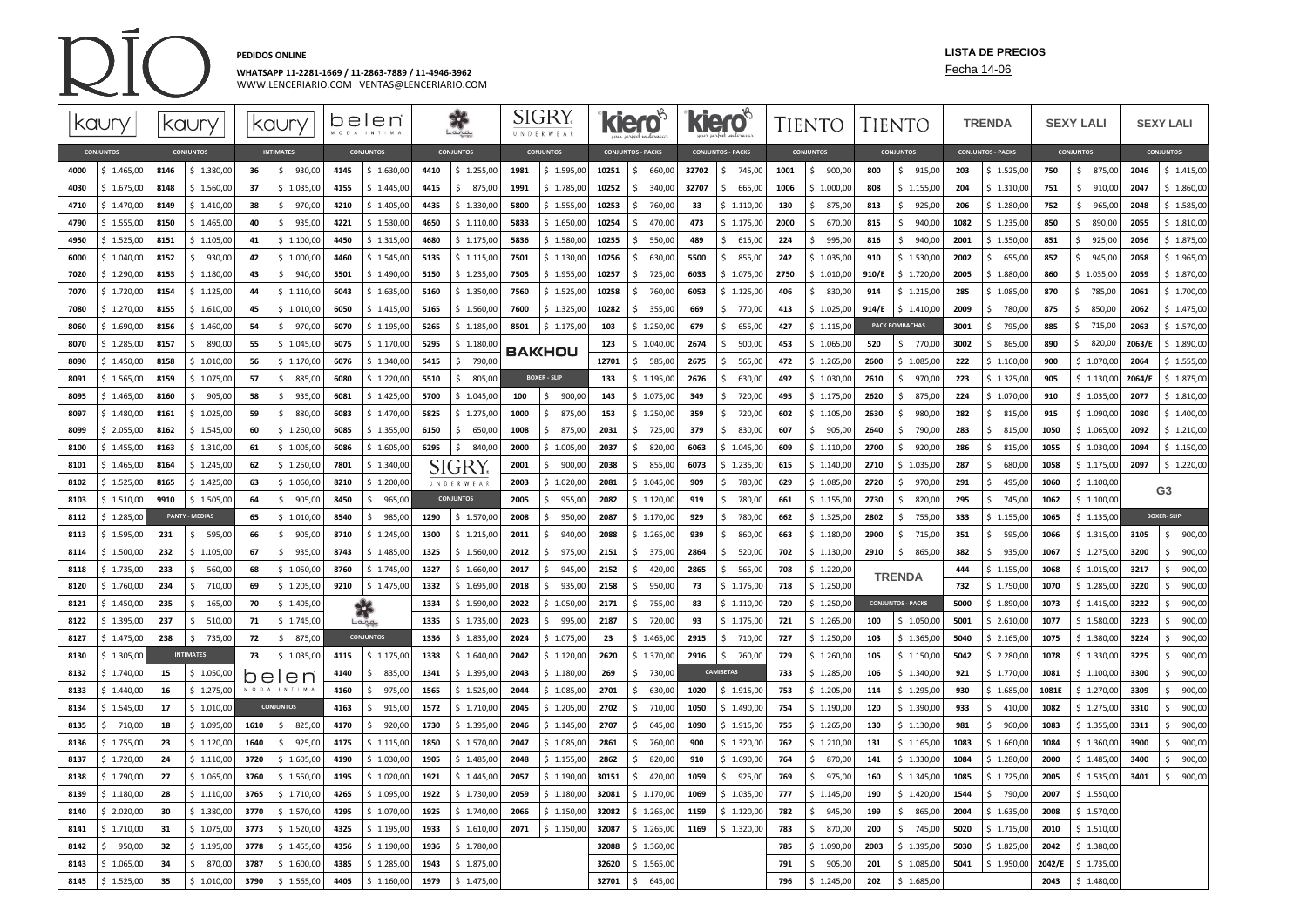**PEDIDOS ONLINE**

**WHATSAPP 11-2281-1669 / 11-2863-7889 / 11-4946-3962**

WWW.LENCERIARIO.COM VENTAS@LENCERIARIO.COM

**LISTA DE PRECIOS**

Fecha 14-06

| kaury | | kaury | | kaury | | belen MODA INTIMA | | Lana | | SIGRY UNDERWEAR | | Kiero | | Kiero | | TIENTO | | TIENTO | | TRENDA | | SEXY LALI | | SEXY LALI | |
|---|---|---|---|---|---|---|---|---|---|---|---|---|---|---|---|---|---|---|---|---|---|---|---|---|---|
| CONJUNTOS | | CONJUNTOS | | INTIMATES | | CONJUNTOS | | CONJUNTOS | | CONJUNTOS | | CONJUNTOS - PACKS | | CONJUNTOS - PACKS | | CONJUNTOS | | CONJUNTOS | | CONJUNTOS - PACKS | | CONJUNTOS | | CONJUNTOS | |
| 4000 | $ 1.465,00 | 8146 | $ 1.380,00 | 36 | $ 930,00 | 4145 | $ 1.630,00 | 4410 | $ 1.255,00 | 1981 | $ 1.595,00 | 10251 | $ 660,00 | 32702 | $ 745,00 | 1001 | $ 900,00 | 800 | $ 915,00 | 203 | $ 1.525,00 | 750 | $ 875,00 | 2046 | $ 1.415,00 |
| 4030 | $ 1.675,00 | 8148 | $ 1.560,00 | 37 | $ 1.035,00 | 4155 | $ 1.445,00 | 4415 | $ 875,00 | 1991 | $ 1.785,00 | 10252 | $ 340,00 | 32707 | $ 665,00 | 1006 | $ 1.000,00 | 808 | $ 1.155,00 | 204 | $ 1.310,00 | 751 | $ 910,00 | 2047 | $ 1.860,00 |
| 4710 | $ 1.470,00 | 8149 | $ 1.410,00 | 38 | $ 970,00 | 4210 | $ 1.405,00 | 4435 | $ 1.330,00 | 5800 | $ 1.555,00 | 10253 | $ 760,00 | 33 | $ 1.110,00 | 130 | $ 875,00 | 813 | $ 925,00 | 206 | $ 1.280,00 | 752 | $ 965,00 | 2048 | $ 1.585,00 |
| 4790 | $ 1.555,00 | 8150 | $ 1.465,00 | 40 | $ 935,00 | 4221 | $ 1.530,00 | 4650 | $ 1.110,00 | 5833 | $ 1.650,00 | 10254 | $ 470,00 | 473 | $ 1.175,00 | 2000 | $ 670,00 | 815 | $ 940,00 | 2000 | $ 1.235,00 | 850 | $ 890,00 | 2055 | $ 1.810,00 |
| 4950 | $ 1.525,00 | 8151 | $ 1.105,00 | 41 | $ 1.100,00 | 4450 | $ 1.315,00 | 4680 | $ 1.175,00 | 5836 | $ 1.580,00 | 10255 | $ 550,00 | 489 | $ 615,00 | 224 | $ 995,00 | 816 | $ 940,00 | 2001 | $ 1.350,00 | 851 | $ 925,00 | 2056 | $ 1.875,00 |
| 6000 | $ 1.040,00 | 8152 | $ 930,00 | 42 | $ 1.000,00 | 4460 | $ 1.545,00 | 5135 | $ 1.115,00 | 7501 | $ 1.130,00 | 10256 | $ 630,00 | 5500 | $ 855,00 | 242 | $ 1.035,00 | 910 | $ 1.530,00 | 2002 | $ 655,00 | 852 | $ 945,00 | 2058 | $ 1.965,00 |
| 7020 | $ 1.290,00 | 8153 | $ 1.180,00 | 43 | $ 940,00 | 5501 | $ 1.490,00 | 5150 | $ 1.235,00 | 7505 | $ 1.955,00 | 10257 | $ 725,00 | 6033 | $ 1.075,00 | 2750 | $ 1.010,00 | 910/E | $ 1.720,00 | 2005 | $ 1.880,00 | 860 | $ 1.035,00 | 2059 | $ 1.870,00 |
| 7070 | $ 1.720,00 | 8154 | $ 1.125,00 | 44 | $ 1.110,00 | 6043 | $ 1.635,00 | 5160 | $ 1.350,00 | 7560 | $ 1.525,00 | 10258 | $ 760,00 | 6053 | $ 1.125,00 | 406 | $ 830,00 | 914 | $ 1.215,00 | 285 | $ 1.085,00 | 870 | $ 785,00 | 2061 | $ 1.700,00 |
| 7080 | $ 1.270,00 | 8155 | $ 1.610,00 | 45 | $ 1.010,00 | 6050 | $ 1.415,00 | 5165 | $ 1.560,00 | 7600 | $ 1.325,00 | 10282 | $ 355,00 | 669 | $ 770,00 | 413 | $ 1.025,00 | 914/E | $ 1.410,00 | 2009 | $ 780,00 | 875 | $ 850,00 | 2062 | $ 1.475,00 |
| 8060 | $ 1.690,00 | 8156 | $ 1.460,00 | 54 | $ 970,00 | 6070 | $ 1.195,00 | 5265 | $ 1.185,00 | 8501 | $ 1.175,00 | 103 | $ 1.250,00 | 679 | $ 655,00 | 427 | $ 1.115,00 | PACK BOMBACHAS | | 3001 | $ 795,00 | 885 | $ 715,00 | 2063 | $ 1.570,00 |
| 8070 | $ 1.285,00 | 8157 | $ 890,00 | 55 | $ 1.045,00 | 6075 | $ 1.170,00 | 5295 | $ 1.180,00 | BAKHOU | | 123 | $ 1.040,00 | 2674 | $ 500,00 | 453 | $ 1.065,00 | 520 | $ 770,00 | 3002 | $ 865,00 | 890 | $ 820,00 | 2063/E | $ 1.890,00 |
| 8090 | $ 1.450,00 | 8158 | $ 1.010,00 | 56 | $ 1.170,00 | 6076 | $ 1.340,00 | 5415 | $ 790,00 | | | 12701 | $ 585,00 | 2675 | $ 565,00 | 472 | $ 1.265,00 | 2600 | $ 1.085,00 | 222 | $ 1.160,00 | 900 | $ 1.070,00 | 2064 | $ 1.555,00 |
| 8091 | $ 1.565,00 | 8159 | $ 1.075,00 | 57 | $ 885,00 | 6080 | $ 1.220,00 | 5510 | $ 805,00 | BOXER - SLIP | | 133 | $ 1.195,00 | 2676 | $ 630,00 | 492 | $ 1.030,00 | 2610 | $ 970,00 | 223 | $ 1.325,00 | 905 | $ 1.130,00 | 2064/E | $ 1.875,00 |
| 8095 | $ 1.465,00 | 8160 | $ 905,00 | 58 | $ 935,00 | 6081 | $ 1.425,00 | 5700 | $ 1.045,00 | 100 | $ 900,00 | 143 | $ 1.075,00 | 349 | $ 720,00 | 495 | $ 1.175,00 | 2620 | $ 875,00 | 224 | $ 1.070,00 | 910 | $ 1.035,00 | 2077 | $ 1.810,00 |
| 8097 | $ 1.480,00 | 8161 | $ 1.025,00 | 59 | $ 880,00 | 6083 | $ 1.470,00 | 5825 | $ 1.275,00 | 1000 | $ 875,00 | 153 | $ 1.250,00 | 359 | $ 720,00 | 602 | $ 1.105,00 | 2630 | $ 980,00 | 282 | $ 815,00 | 915 | $ 1.090,00 | 2080 | $ 1.400,00 |
| 8099 | $ 2.055,00 | 8162 | $ 1.545,00 | 60 | $ 1.260,00 | 6085 | $ 1.355,00 | 6150 | $ 650,00 | 1008 | $ 875,00 | 2031 | $ 725,00 | 379 | $ 830,00 | 607 | $ 905,00 | 2640 | $ 790,00 | 283 | $ 815,00 | 1050 | $ 1.065,00 | 2092 | $ 1.210,00 |
| 8100 | $ 1.455,00 | 8163 | $ 1.310,00 | 61 | $ 1.005,00 | 6086 | $ 1.605,00 | 6295 | $ 840,00 | 2000 | $ 1.005,00 | 2037 | $ 820,00 | 6063 | $ 1.045,00 | 609 | $ 1.110,00 | 2700 | $ 920,00 | 286 | $ 815,00 | 1055 | $ 1.030,00 | 2094 | $ 1.150,00 |
| 8101 | $ 1.465,00 | 8164 | $ 1.245,00 | 62 | $ 1.250,00 | 7801 | $ 1.340,00 | SIGRY UNDERWEAR | | 2001 | $ 900,00 | 2038 | $ 855,00 | 6073 | $ 1.235,00 | 615 | $ 1.140,00 | 2710 | $ 1.035,00 | 287 | $ 680,00 | 1058 | $ 1.175,00 | 2097 | $ 1.220,00 |
| 8102 | $ 1.525,00 | 8165 | $ 1.425,00 | 63 | $ 1.060,00 | 8210 | $ 1.200,00 | | | 2003 | $ 1.020,00 | 2081 | $ 1.045,00 | 909 | $ 780,00 | 629 | $ 1.085,00 | 2720 | $ 970,00 | 291 | $ 495,00 | 1060 | $ 1.100,00 | G3 | |
| 8103 | $ 1.510,00 | 9910 | $ 1.505,00 | 64 | $ 905,00 | 8450 | $ 965,00 | CONJUNTOS | | 2005 | $ 955,00 | 2082 | $ 1.120,00 | 919 | $ 780,00 | 661 | $ 1.155,00 | 2730 | $ 820,00 | 295 | $ 745,00 | 1062 | $ 1.100,00 | | |
| 8112 | $ 1.285,00 | PANTY - MEDIAS | | 65 | $ 1.010,00 | 8540 | $ 985,00 | 1290 | $ 1.570,00 | 2008 | $ 950,00 | 2087 | $ 1.170,00 | 929 | $ 780,00 | 662 | $ 1.325,00 | 2802 | $ 755,00 | 333 | $ 1.155,00 | 1065 | $ 1.135,00 | BOXER- SLIP | |
| 8113 | $ 1.595,00 | 231 | $ 595,00 | 66 | $ 905,00 | 8710 | $ 1.245,00 | 1300 | $ 1.215,00 | 2011 | $ 940,00 | 2088 | $ 1.265,00 | 939 | $ 860,00 | 663 | $ 1.180,00 | 2900 | $ 715,00 | 351 | $ 595,00 | 1066 | $ 1.315,00 | 3105 | $ 900,00 |
| 8114 | $ 1.500,00 | 232 | $ 1.105,00 | 67 | $ 935,00 | 8743 | $ 1.485,00 | 1325 | $ 1.560,00 | 2012 | $ 975,00 | 2151 | $ 375,00 | 2864 | $ 520,00 | 702 | $ 1.130,00 | 2910 | $ 865,00 | 382 | $ 935,00 | 1067 | $ 1.275,00 | 3200 | $ 900,00 |
| 8118 | $ 1.735,00 | 233 | $ 560,00 | 68 | $ 1.050,00 | 8760 | $ 1.745,00 | 1327 | $ 1.660,00 | 2017 | $ 945,00 | 2152 | $ 420,00 | 2865 | $ 565,00 | 708 | $ 1.220,00 | TRENDA | | 444 | $ 1.155,00 | 1068 | $ 1.015,00 | 3217 | $ 900,00 |
| 8120 | $ 1.760,00 | 234 | $ 710,00 | 69 | $ 1.205,00 | 9210 | $ 1.475,00 | 1332 | $ 1.695,00 | 2018 | $ 935,00 | 2158 | $ 950,00 | 73 | $ 1.175,00 | 718 | $ 1.250,00 | | | 732 | $ 1.750,00 | 1070 | $ 1.285,00 | 3220 | $ 900,00 |
| 8121 | $ 1.450,00 | 235 | $ 165,00 | 70 | $ 1.405,00 | Lana | | 1334 | $ 1.590,00 | 2022 | $ 1.050,00 | 2171 | $ 755,00 | 83 | $ 1.110,00 | 720 | $ 1.250,00 | CONJUNTOS - PACKS | | 5000 | $ 1.890,00 | 1073 | $ 1.415,00 | 3222 | $ 900,00 |
| 8122 | $ 1.395,00 | 237 | $ 510,00 | 71 | $ 1.745,00 | | | 1335 | $ 1.735,00 | 2023 | $ 995,00 | 2187 | $ 720,00 | 93 | $ 1.175,00 | 721 | $ 1.265,00 | 100 | $ 1.050,00 | 5001 | $ 2.610,00 | 1077 | $ 1.580,00 | 3223 | $ 900,00 |
| 8127 | $ 1.475,00 | 238 | $ 735,00 | 72 | $ 875,00 | CONJUNTOS | | 1336 | $ 1.835,00 | 2024 | $ 1.075,00 | 23 | $ 1.465,00 | 2915 | $ 710,00 | 727 | $ 1.250,00 | 103 | $ 1.365,00 | 5040 | $ 2.165,00 | 1075 | $ 1.380,00 | 3224 | $ 900,00 |
| 8130 | $ 1.305,00 | INTIMATES | | 73 | $ 1.035,00 | 4115 | $ 1.175,00 | 1338 | $ 1.640,00 | 2042 | $ 1.120,00 | 2620 | $ 1.370,00 | 2916 | $ 760,00 | 729 | $ 1.260,00 | 105 | $ 1.150,00 | 5042 | $ 2.280,00 | 1078 | $ 1.330,00 | 3225 | $ 900,00 |
| 8132 | $ 1.740,00 | 15 | $ 1.050,00 | belen MODA INTIMA | | 4140 | $ 835,00 | 1341 | $ 1.395,00 | 2043 | $ 1.180,00 | 269 | $ 730,00 | CAMISETAS | | 733 | $ 1.285,00 | 106 | $ 1.340,00 | 921 | $ 1.770,00 | 1081 | $ 1.100,00 | 3300 | $ 900,00 |
| 8133 | $ 1.440,00 | 16 | $ 1.275,00 | | | 4160 | $ 975,00 | 1565 | $ 1.525,00 | 2044 | $ 1.085,00 | 2701 | $ 630,00 | 1020 | $ 1.915,00 | 753 | $ 1.205,00 | 114 | $ 1.295,00 | 930 | $ 1.685,00 | 1081E | $ 1.270,00 | 3309 | $ 900,00 |
| 8134 | $ 1.545,00 | 17 | $ 1.010,00 | CONJUNTOS | | 4163 | $ 915,00 | 1572 | $ 1.710,00 | 2045 | $ 1.205,00 | 2702 | $ 710,00 | 1050 | $ 1.490,00 | 754 | $ 1.190,00 | 120 | $ 1.390,00 | 933 | $ 410,00 | 1082 | $ 1.275,00 | 3310 | $ 900,00 |
| 8135 | $ 710,00 | 18 | $ 1.095,00 | 1610 | $ 825,00 | 4170 | $ 920,00 | 1730 | $ 1.395,00 | 2046 | $ 1.145,00 | 2707 | $ 645,00 | 1090 | $ 1.915,00 | 755 | $ 1.265,00 | 130 | $ 1.130,00 | 981 | $ 960,00 | 1083 | $ 1.355,00 | 3311 | $ 900,00 |
| 8136 | $ 1.755,00 | 23 | $ 1.120,00 | 1640 | $ 925,00 | 4175 | $ 1.115,00 | 1850 | $ 1.570,00 | 2047 | $ 1.085,00 | 2861 | $ 760,00 | 900 | $ 1.320,00 | 762 | $ 1.210,00 | 131 | $ 1.165,00 | 1083 | $ 1.660,00 | 1084 | $ 1.360,00 | 3900 | $ 900,00 |
| 8137 | $ 1.720,00 | 24 | $ 1.110,00 | 3720 | $ 1.605,00 | 4190 | $ 1.030,00 | 1905 | $ 1.485,00 | 2048 | $ 1.155,00 | 2862 | $ 820,00 | 910 | $ 1.690,00 | 764 | $ 870,00 | 141 | $ 1.330,00 | 1084 | $ 1.280,00 | 2000 | $ 1.485,00 | 3400 | $ 900,00 |
| 8138 | $ 1.790,00 | 27 | $ 1.065,00 | 3760 | $ 1.550,00 | 4195 | $ 1.020,00 | 1921 | $ 1.445,00 | 2057 | $ 1.190,00 | 30151 | $ 420,00 | 1059 | $ 925,00 | 769 | $ 975,00 | 160 | $ 1.345,00 | 1085 | $ 1.725,00 | 2005 | $ 1.535,00 | 3401 | $ 900,00 |
| 8139 | $ 1.180,00 | 28 | $ 1.110,00 | 3765 | $ 1.710,00 | 4265 | $ 1.095,00 | 1922 | $ 1.730,00 | 2059 | $ 1.180,00 | 32081 | $ 1.170,00 | 1069 | $ 1.035,00 | 777 | $ 1.145,00 | 190 | $ 1.420,00 | 1544 | $ 790,00 | 2007 | $ 1.550,00 | | |
| 8140 | $ 2.020,00 | 30 | $ 1.380,00 | 3770 | $ 1.570,00 | 4295 | $ 1.070,00 | 1925 | $ 1.740,00 | 2066 | $ 1.150,00 | 32082 | $ 1.265,00 | 1159 | $ 1.120,00 | 782 | $ 945,00 | 199 | $ 865,00 | 2004 | $ 1.635,00 | 2008 | $ 1.570,00 | | |
| 8141 | $ 1.710,00 | 31 | $ 1.075,00 | 3773 | $ 1.520,00 | 4325 | $ 1.195,00 | 1933 | $ 1.610,00 | 2071 | $ 1.150,00 | 32087 | $ 1.265,00 | 1169 | $ 1.320,00 | 783 | $ 870,00 | 200 | $ 745,00 | 5020 | $ 1.715,00 | 2010 | $ 1.510,00 | | |
| 8142 | $ 950,00 | 32 | $ 1.195,00 | 3778 | $ 1.455,00 | 4356 | $ 1.190,00 | 1936 | $ 1.780,00 | | | 32088 | $ 1.360,00 | | | 785 | $ 1.090,00 | 2003 | $ 1.395,00 | 5030 | $ 1.825,00 | 2042 | $ 1.380,00 | | |
| 8143 | $ 1.065,00 | 34 | $ 870,00 | 3787 | $ 1.600,00 | 4385 | $ 1.285,00 | 1943 | $ 1.875,00 | | | 32620 | $ 1.565,00 | | | 791 | $ 905,00 | 201 | $ 1.085,00 | 5041 | $ 1.950,00 | 2042/E | $ 1.735,00 | | |
| 8145 | $ 1.525,00 | 35 | $ 1.010,00 | 3790 | $ 1.565,00 | 4405 | $ 1.160,00 | 1979 | $ 1.475,00 | | | 32701 | $ 645,00 | | | 796 | $ 1.245,00 | 202 | $ 1.685,00 | | | 2043 | $ 1.480,00 | | |